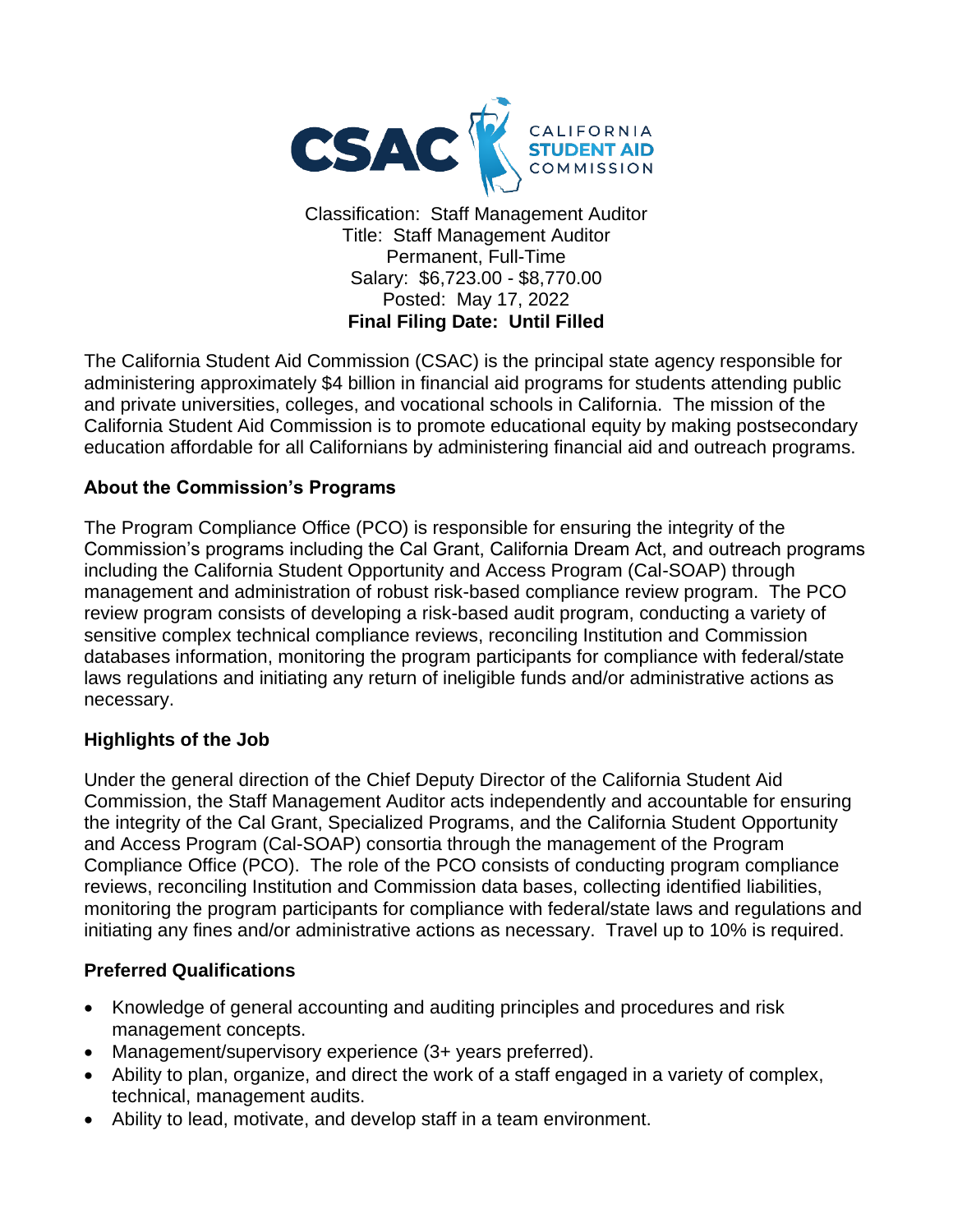CSAC CALIFORNIA STUDENT AID COMMISSION

Classification: Staff Management Auditor
Title: Staff Management Auditor
Permanent, Full-Time
Salary: $6,723.00 - $8,770.00
Posted: May 17, 2022
**Final Filing Date: Until Filled**

The California Student Aid Commission (CSAC) is the principal state agency responsible for administering approximately $4 billion in financial aid programs for students attending public and private universities, colleges, and vocational schools in California. The mission of the California Student Aid Commission is to promote educational equity by making postsecondary education affordable for all Californians by administering financial aid and outreach programs.

## About the Commission's Programs

The Program Compliance Office (PCO) is responsible for ensuring the integrity of the Commission's programs including the Cal Grant, California Dream Act, and outreach programs including the California Student Opportunity and Access Program (Cal-SOAP) through management and administration of robust risk-based compliance review program. The PCO review program consists of developing a risk-based audit program, conducting a variety of sensitive complex technical compliance reviews, reconciling Institution and Commission databases information, monitoring the program participants for compliance with federal/state laws regulations and initiating any return of ineligible funds and/or administrative actions as necessary.

## Highlights of the Job

Under the general direction of the Chief Deputy Director of the California Student Aid Commission, the Staff Management Auditor acts independently and accountable for ensuring the integrity of the Cal Grant, Specialized Programs, and the California Student Opportunity and Access Program (Cal-SOAP) consortia through the management of the Program Compliance Office (PCO). The role of the PCO consists of conducting program compliance reviews, reconciling Institution and Commission data bases, collecting identified liabilities, monitoring the program participants for compliance with federal/state laws and regulations and initiating any fines and/or administrative actions as necessary. Travel up to 10% is required.

## Preferred Qualifications

- Knowledge of general accounting and auditing principles and procedures and risk management concepts.
- Management/supervisory experience (3+ years preferred).
- Ability to plan, organize, and direct the work of a staff engaged in a variety of complex, technical, management audits.
- Ability to lead, motivate, and develop staff in a team environment.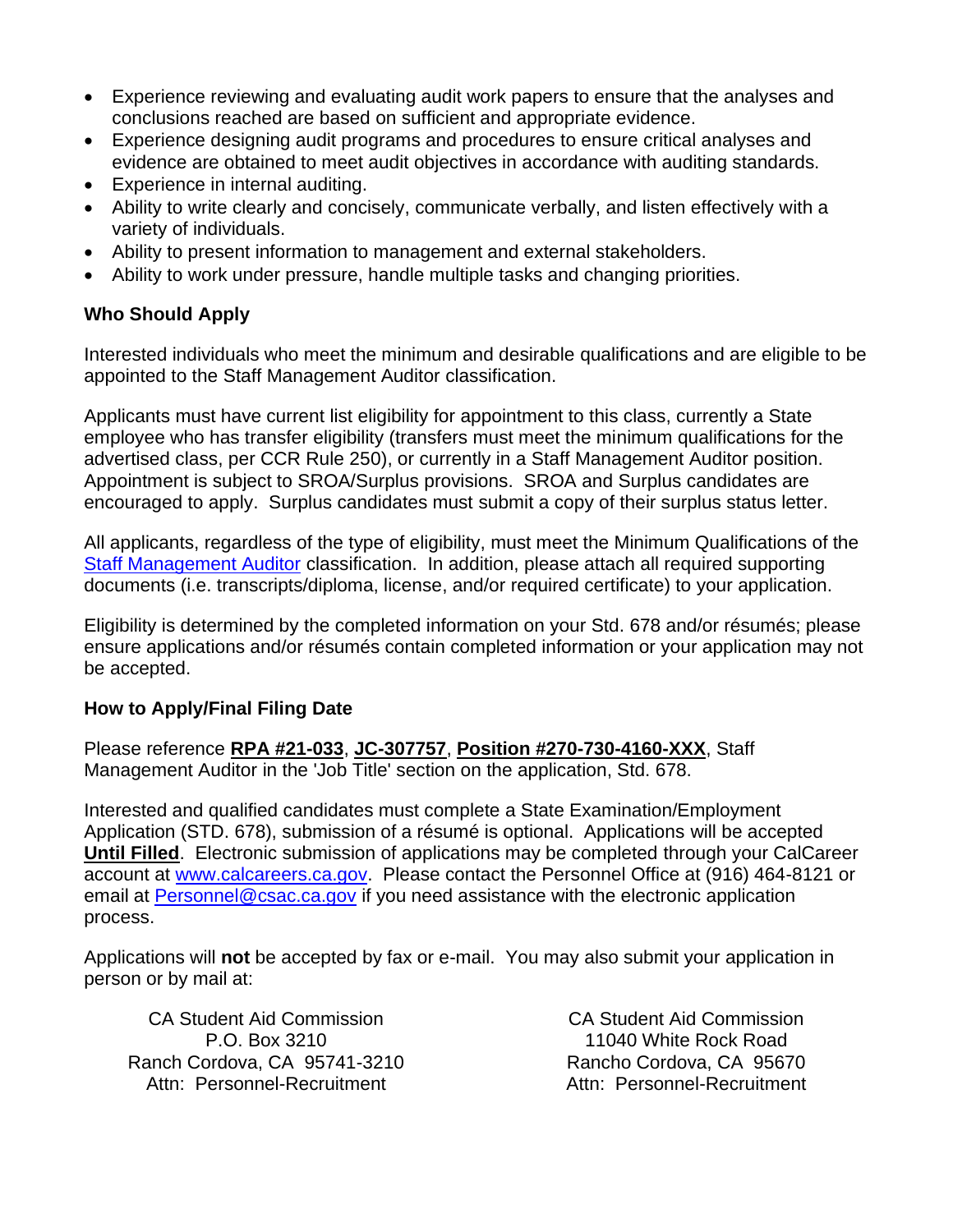- Experience reviewing and evaluating audit work papers to ensure that the analyses and conclusions reached are based on sufficient and appropriate evidence.
- Experience designing audit programs and procedures to ensure critical analyses and evidence are obtained to meet audit objectives in accordance with auditing standards.
- Experience in internal auditing.
- Ability to write clearly and concisely, communicate verbally, and listen effectively with a variety of individuals.
- Ability to present information to management and external stakeholders.
- Ability to work under pressure, handle multiple tasks and changing priorities.

**Who Should Apply**

Interested individuals who meet the minimum and desirable qualifications and are eligible to be appointed to the Staff Management Auditor classification.

Applicants must have current list eligibility for appointment to this class, currently a State employee who has transfer eligibility (transfers must meet the minimum qualifications for the advertised class, per CCR Rule 250), or currently in a Staff Management Auditor position. Appointment is subject to SROA/Surplus provisions. SROA and Surplus candidates are encouraged to apply. Surplus candidates must submit a copy of their surplus status letter.

All applicants, regardless of the type of eligibility, must meet the Minimum Qualifications of the Staff Management Auditor classification. In addition, please attach all required supporting documents (i.e. transcripts/diploma, license, and/or required certificate) to your application.

Eligibility is determined by the completed information on your Std. 678 and/or résumés; please ensure applications and/or résumés contain completed information or your application may not be accepted.

**How to Apply/Final Filing Date**

Please reference **RPA #21-033**, **JC-307757**, **Position #270-730-4160-XXX**, Staff Management Auditor in the 'Job Title' section on the application, Std. 678.

Interested and qualified candidates must complete a State Examination/Employment Application (STD. 678), submission of a résumé is optional. Applications will be accepted **Until Filled**. Electronic submission of applications may be completed through your CalCareer account at www.calcareers.ca.gov. Please contact the Personnel Office at (916) 464-8121 or email at Personnel@csac.ca.gov if you need assistance with the electronic application process.

Applications will **not** be accepted by fax or e-mail. You may also submit your application in person or by mail at:

CA Student Aid Commission
P.O. Box 3210
Ranch Cordova, CA 95741-3210
Attn: Personnel-Recruitment

CA Student Aid Commission
11040 White Rock Road
Rancho Cordova, CA 95670
Attn: Personnel-Recruitment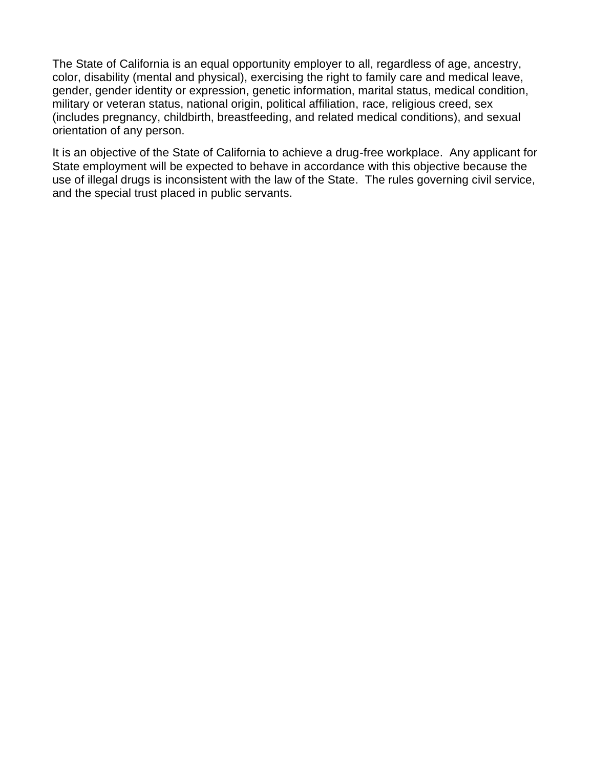The State of California is an equal opportunity employer to all, regardless of age, ancestry, color, disability (mental and physical), exercising the right to family care and medical leave, gender, gender identity or expression, genetic information, marital status, medical condition, military or veteran status, national origin, political affiliation, race, religious creed, sex (includes pregnancy, childbirth, breastfeeding, and related medical conditions), and sexual orientation of any person.

It is an objective of the State of California to achieve a drug-free workplace.  Any applicant for State employment will be expected to behave in accordance with this objective because the use of illegal drugs is inconsistent with the law of the State.  The rules governing civil service, and the special trust placed in public servants.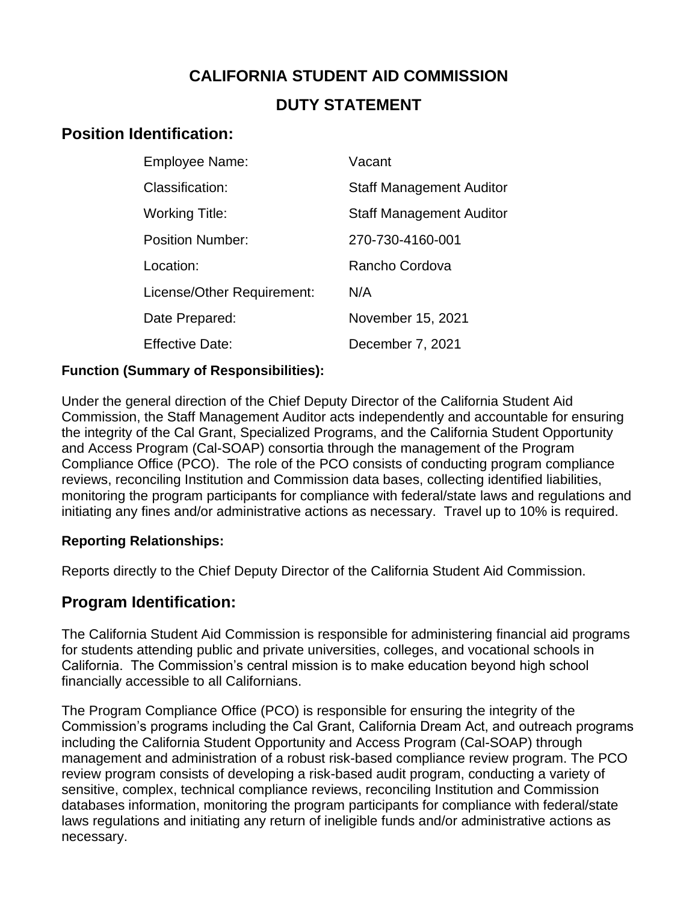# CALIFORNIA STUDENT AID COMMISSION

## DUTY STATEMENT

## Position Identification:

| | |
|---|---|
| Employee Name: | Vacant |
| Classification: | Staff Management Auditor |
| Working Title: | Staff Management Auditor |
| Position Number: | 270-730-4160-001 |
| Location: | Rancho Cordova |
| License/Other Requirement: | N/A |
| Date Prepared: | November 15, 2021 |
| Effective Date: | December 7, 2021 |

**Function (Summary of Responsibilities):**

Under the general direction of the Chief Deputy Director of the California Student Aid Commission, the Staff Management Auditor acts independently and accountable for ensuring the integrity of the Cal Grant, Specialized Programs, and the California Student Opportunity and Access Program (Cal-SOAP) consortia through the management of the Program Compliance Office (PCO). The role of the PCO consists of conducting program compliance reviews, reconciling Institution and Commission data bases, collecting identified liabilities, monitoring the program participants for compliance with federal/state laws and regulations and initiating any fines and/or administrative actions as necessary. Travel up to 10% is required.

**Reporting Relationships:**

Reports directly to the Chief Deputy Director of the California Student Aid Commission.

## Program Identification:

The California Student Aid Commission is responsible for administering financial aid programs for students attending public and private universities, colleges, and vocational schools in California. The Commission's central mission is to make education beyond high school financially accessible to all Californians.

The Program Compliance Office (PCO) is responsible for ensuring the integrity of the Commission's programs including the Cal Grant, California Dream Act, and outreach programs including the California Student Opportunity and Access Program (Cal-SOAP) through management and administration of a robust risk-based compliance review program. The PCO review program consists of developing a risk-based audit program, conducting a variety of sensitive, complex, technical compliance reviews, reconciling Institution and Commission databases information, monitoring the program participants for compliance with federal/state laws regulations and initiating any return of ineligible funds and/or administrative actions as necessary.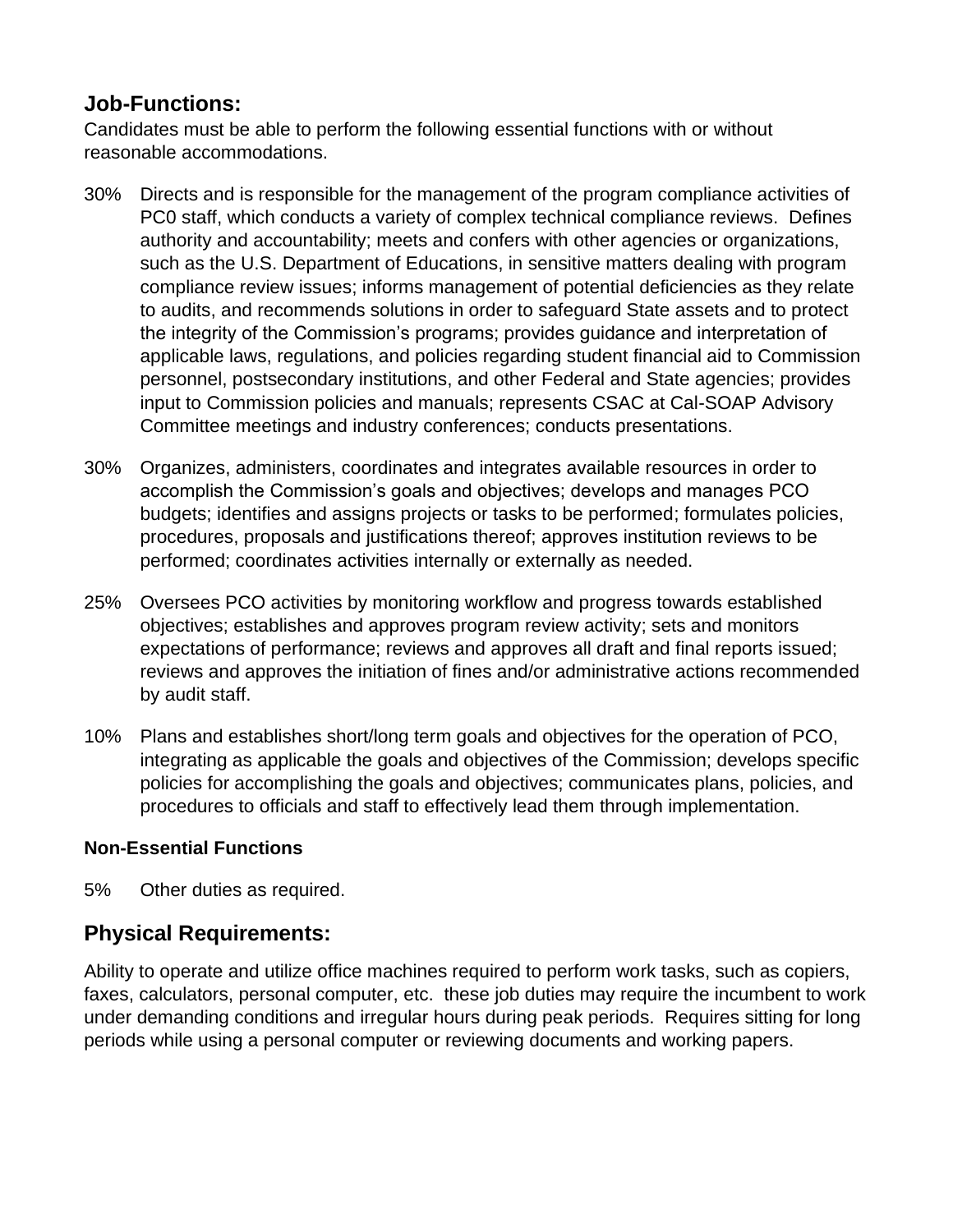## Job-Functions:

Candidates must be able to perform the following essential functions with or without reasonable accommodations.

30% Directs and is responsible for the management of the program compliance activities of PC0 staff, which conducts a variety of complex technical compliance reviews. Defines authority and accountability; meets and confers with other agencies or organizations, such as the U.S. Department of Educations, in sensitive matters dealing with program compliance review issues; informs management of potential deficiencies as they relate to audits, and recommends solutions in order to safeguard State assets and to protect the integrity of the Commission's programs; provides guidance and interpretation of applicable laws, regulations, and policies regarding student financial aid to Commission personnel, postsecondary institutions, and other Federal and State agencies; provides input to Commission policies and manuals; represents CSAC at Cal-SOAP Advisory Committee meetings and industry conferences; conducts presentations.

30% Organizes, administers, coordinates and integrates available resources in order to accomplish the Commission's goals and objectives; develops and manages PCO budgets; identifies and assigns projects or tasks to be performed; formulates policies, procedures, proposals and justifications thereof; approves institution reviews to be performed; coordinates activities internally or externally as needed.

25% Oversees PCO activities by monitoring workflow and progress towards established objectives; establishes and approves program review activity; sets and monitors expectations of performance; reviews and approves all draft and final reports issued; reviews and approves the initiation of fines and/or administrative actions recommended by audit staff.

10% Plans and establishes short/long term goals and objectives for the operation of PCO, integrating as applicable the goals and objectives of the Commission; develops specific policies for accomplishing the goals and objectives; communicates plans, policies, and procedures to officials and staff to effectively lead them through implementation.

**Non-Essential Functions**

5% Other duties as required.

## Physical Requirements:

Ability to operate and utilize office machines required to perform work tasks, such as copiers, faxes, calculators, personal computer, etc. these job duties may require the incumbent to work under demanding conditions and irregular hours during peak periods. Requires sitting for long periods while using a personal computer or reviewing documents and working papers.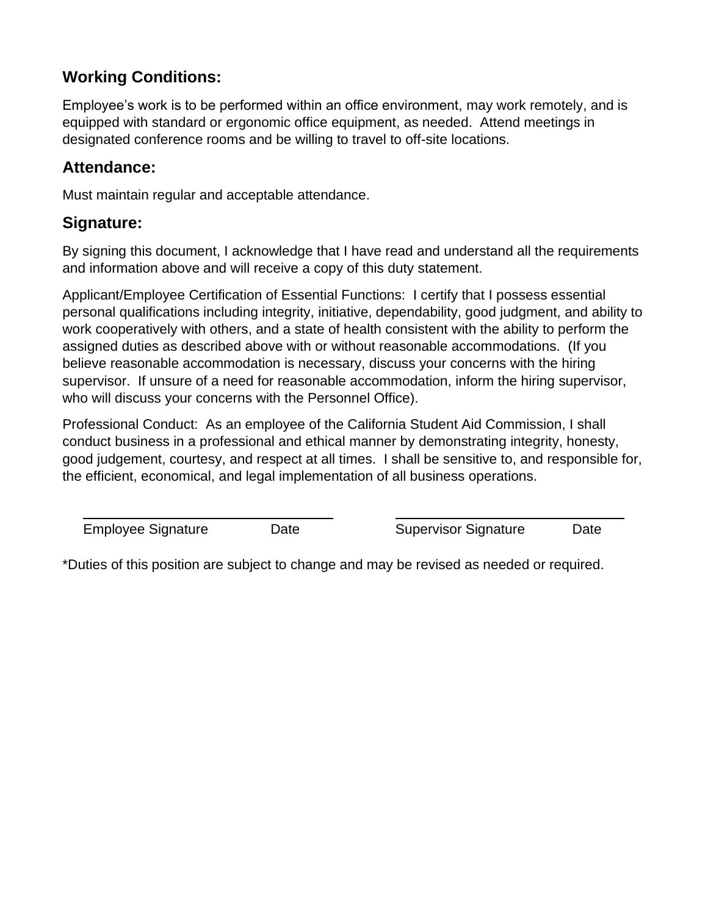## Working Conditions:

Employee's work is to be performed within an office environment, may work remotely, and is equipped with standard or ergonomic office equipment, as needed. Attend meetings in designated conference rooms and be willing to travel to off-site locations.

## Attendance:

Must maintain regular and acceptable attendance.

## Signature:

By signing this document, I acknowledge that I have read and understand all the requirements and information above and will receive a copy of this duty statement.

Applicant/Employee Certification of Essential Functions: I certify that I possess essential personal qualifications including integrity, initiative, dependability, good judgment, and ability to work cooperatively with others, and a state of health consistent with the ability to perform the assigned duties as described above with or without reasonable accommodations. (If you believe reasonable accommodation is necessary, discuss your concerns with the hiring supervisor. If unsure of a need for reasonable accommodation, inform the hiring supervisor, who will discuss your concerns with the Personnel Office).

Professional Conduct: As an employee of the California Student Aid Commission, I shall conduct business in a professional and ethical manner by demonstrating integrity, honesty, good judgement, courtesy, and respect at all times. I shall be sensitive to, and responsible for, the efficient, economical, and legal implementation of all business operations.

| | | | |
|---|---|---|---|
| Employee Signature | Date | Supervisor Signature | Date |

*Duties of this position are subject to change and may be revised as needed or required.